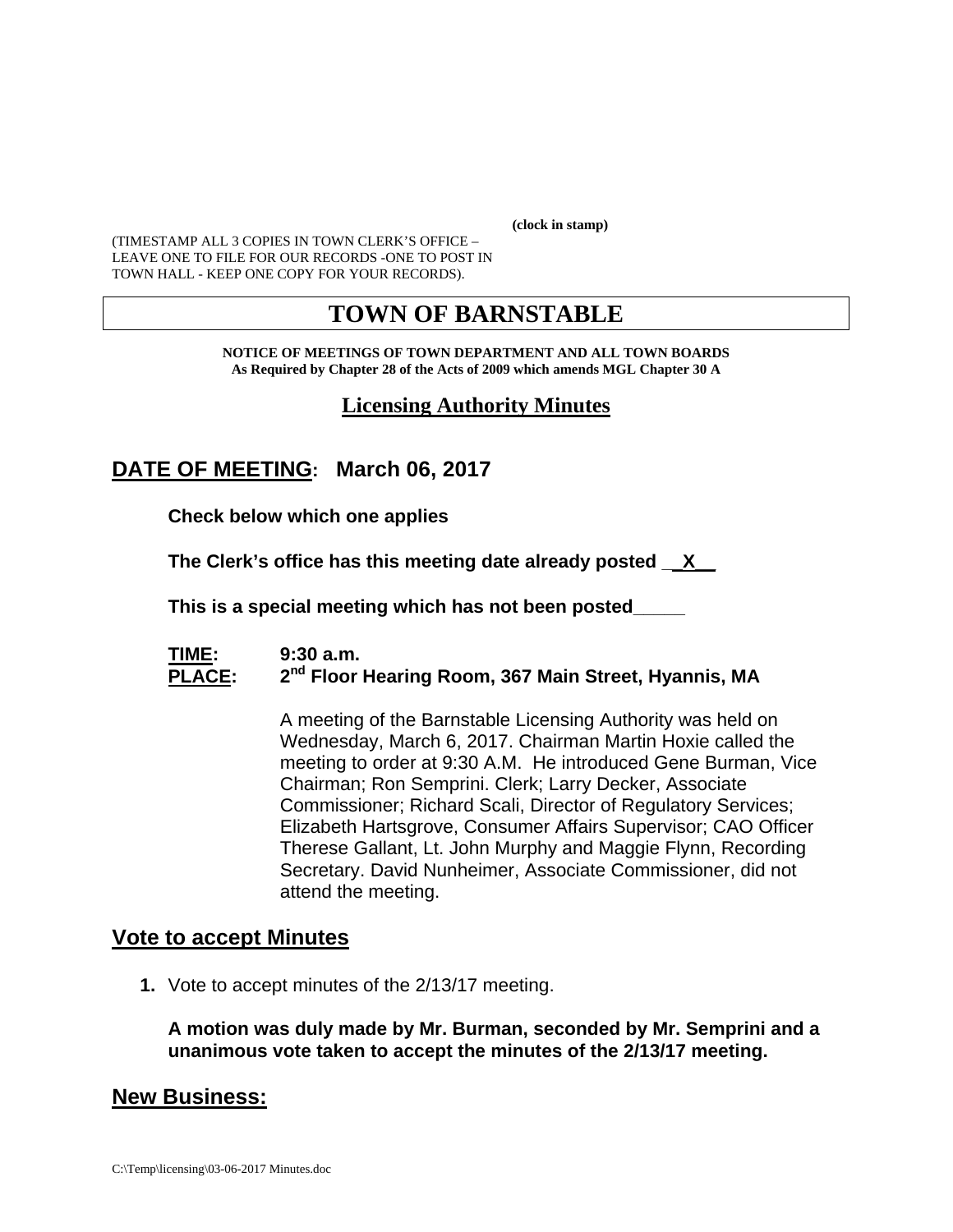**(clock in stamp)**

(TIMESTAMP ALL 3 COPIES IN TOWN CLERK'S OFFICE – LEAVE ONE TO FILE FOR OUR RECORDS -ONE TO POST IN TOWN HALL - KEEP ONE COPY FOR YOUR RECORDS).

# TOWN OF BARNSTABLE

**NOTICE OF MEETINGS OF TOWN DEPARTMENT AND ALL TOWN BOARDS**
**As Required by Chapter 28 of the Acts of 2009 which amends MGL Chapter 30 A**

## Licensing Authority Minutes

## DATE OF MEETING: March 06, 2017

**Check below which one applies**

**The Clerk's office has this meeting date already posted __X__**

**This is a special meeting which has not been posted_____**

**TIME:** **9:30 a.m.**
**PLACE:** **2nd Floor Hearing Room, 367 Main Street, Hyannis, MA**

A meeting of the Barnstable Licensing Authority was held on Wednesday, March 6, 2017. Chairman Martin Hoxie called the meeting to order at 9:30 A.M. He introduced Gene Burman, Vice Chairman; Ron Semprini. Clerk; Larry Decker, Associate Commissioner; Richard Scali, Director of Regulatory Services; Elizabeth Hartsgrove, Consumer Affairs Supervisor; CAO Officer Therese Gallant, Lt. John Murphy and Maggie Flynn, Recording Secretary. David Nunheimer, Associate Commissioner, did not attend the meeting.

## Vote to accept Minutes

1. Vote to accept minutes of the 2/13/17 meeting.

   **A motion was duly made by Mr. Burman, seconded by Mr. Semprini and a unanimous vote taken to accept the minutes of the 2/13/17 meeting.**

## New Business: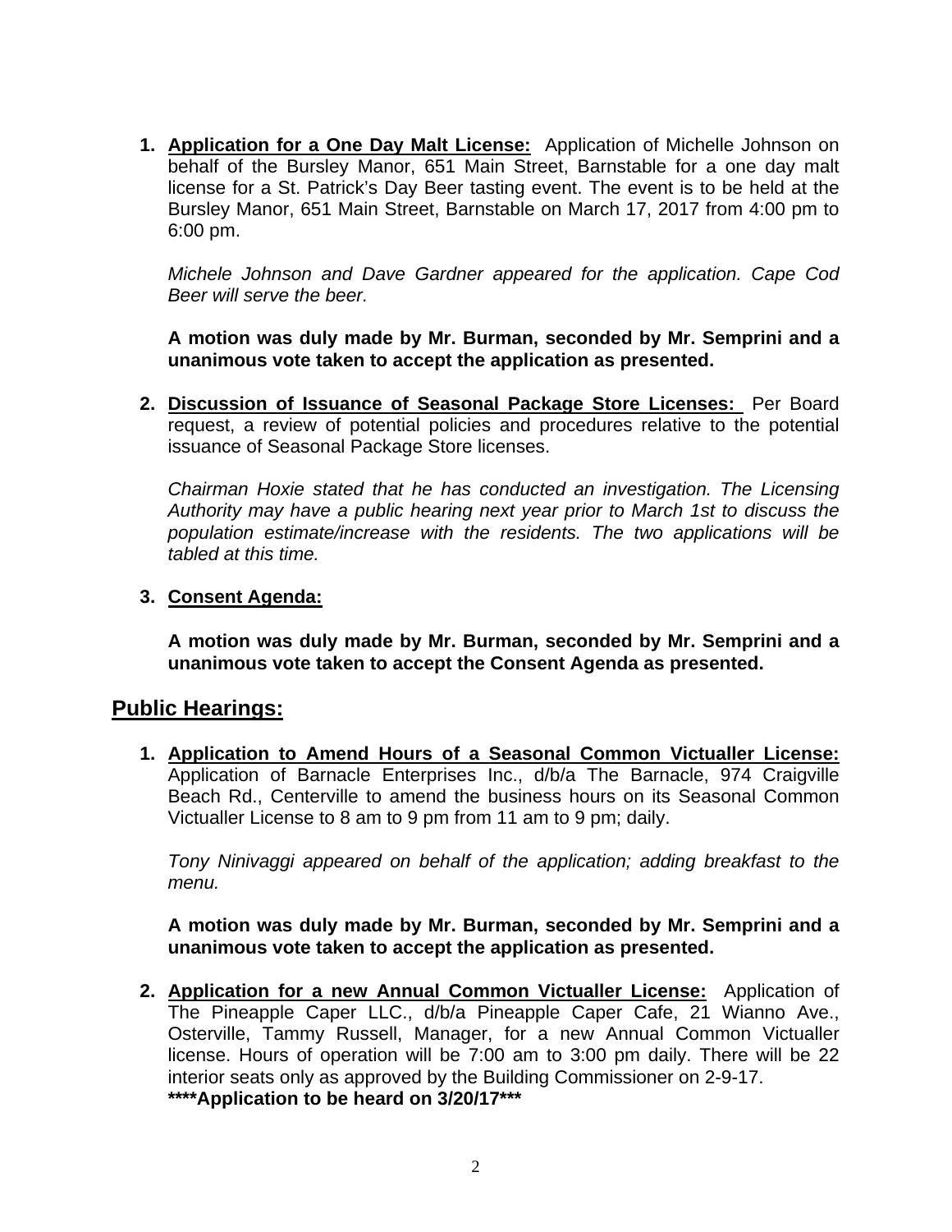1. **Application for a One Day Malt License:** Application of Michelle Johnson on behalf of the Bursley Manor, 651 Main Street, Barnstable for a one day malt license for a St. Patrick's Day Beer tasting event. The event is to be held at the Bursley Manor, 651 Main Street, Barnstable on March 17, 2017 from 4:00 pm to 6:00 pm.

   *Michele Johnson and Dave Gardner appeared for the application. Cape Cod Beer will serve the beer.*

   **A motion was duly made by Mr. Burman, seconded by Mr. Semprini and a unanimous vote taken to accept the application as presented.**

2. **Discussion of Issuance of Seasonal Package Store Licenses:** Per Board request, a review of potential policies and procedures relative to the potential issuance of Seasonal Package Store licenses.

   *Chairman Hoxie stated that he has conducted an investigation. The Licensing Authority may have a public hearing next year prior to March 1st to discuss the population estimate/increase with the residents. The two applications will be tabled at this time.*

3. **Consent Agenda:**

   **A motion was duly made by Mr. Burman, seconded by Mr. Semprini and a unanimous vote taken to accept the Consent Agenda as presented.**

## Public Hearings:

1. **Application to Amend Hours of a Seasonal Common Victualler License:** Application of Barnacle Enterprises Inc., d/b/a The Barnacle, 974 Craigville Beach Rd., Centerville to amend the business hours on its Seasonal Common Victualler License to 8 am to 9 pm from 11 am to 9 pm; daily.

   *Tony Ninivaggi appeared on behalf of the application; adding breakfast to the menu.*

   **A motion was duly made by Mr. Burman, seconded by Mr. Semprini and a unanimous vote taken to accept the application as presented.**

2. **Application for a new Annual Common Victualler License:** Application of The Pineapple Caper LLC., d/b/a Pineapple Caper Cafe, 21 Wianno Ave., Osterville, Tammy Russell, Manager, for a new Annual Common Victualler license. Hours of operation will be 7:00 am to 3:00 pm daily. There will be 22 interior seats only as approved by the Building Commissioner on 2-9-17.
   **\*\*\*\*Application to be heard on 3/20/17\*\*\***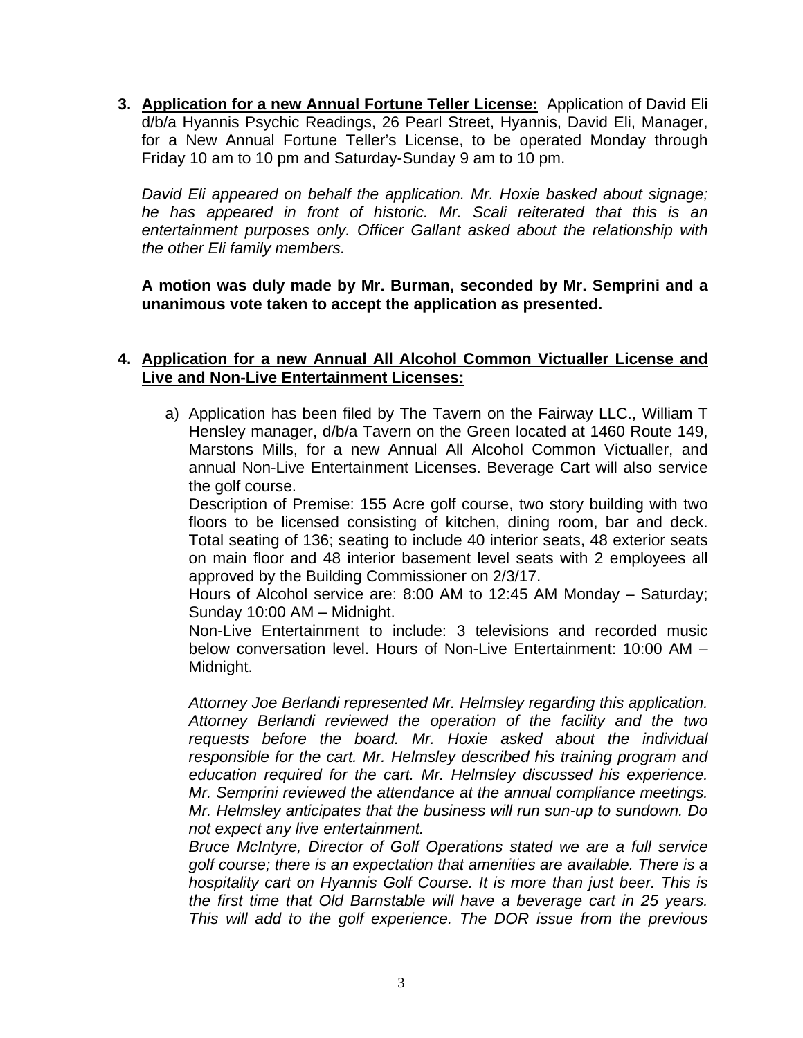3. **<u>Application for a new Annual Fortune Teller License:</u>** Application of David Eli d/b/a Hyannis Psychic Readings, 26 Pearl Street, Hyannis, David Eli, Manager, for a New Annual Fortune Teller's License, to be operated Monday through Friday 10 am to 10 pm and Saturday-Sunday 9 am to 10 pm.

   *David Eli appeared on behalf the application. Mr. Hoxie basked about signage; he has appeared in front of historic. Mr. Scali reiterated that this is an entertainment purposes only. Officer Gallant asked about the relationship with the other Eli family members.*

   **A motion was duly made by Mr. Burman, seconded by Mr. Semprini and a unanimous vote taken to accept the application as presented.**

4. **<u>Application for a new Annual All Alcohol Common Victualler License and Live and Non-Live Entertainment Licenses:</u>**

   a) Application has been filed by The Tavern on the Fairway LLC., William T Hensley manager, d/b/a Tavern on the Green located at 1460 Route 149, Marstons Mills, for a new Annual All Alcohol Common Victualler, and annual Non-Live Entertainment Licenses. Beverage Cart will also service the golf course.
   Description of Premise: 155 Acre golf course, two story building with two floors to be licensed consisting of kitchen, dining room, bar and deck. Total seating of 136; seating to include 40 interior seats, 48 exterior seats on main floor and 48 interior basement level seats with 2 employees all approved by the Building Commissioner on 2/3/17.
   Hours of Alcohol service are: 8:00 AM to 12:45 AM Monday – Saturday; Sunday 10:00 AM – Midnight.
   Non-Live Entertainment to include: 3 televisions and recorded music below conversation level. Hours of Non-Live Entertainment: 10:00 AM – Midnight.

   *Attorney Joe Berlandi represented Mr. Helmsley regarding this application. Attorney Berlandi reviewed the operation of the facility and the two requests before the board. Mr. Hoxie asked about the individual responsible for the cart. Mr. Helmsley described his training program and education required for the cart. Mr. Helmsley discussed his experience. Mr. Semprini reviewed the attendance at the annual compliance meetings. Mr. Helmsley anticipates that the business will run sun-up to sundown. Do not expect any live entertainment.*
   *Bruce McIntyre, Director of Golf Operations stated we are a full service golf course; there is an expectation that amenities are available. There is a hospitality cart on Hyannis Golf Course. It is more than just beer. This is the first time that Old Barnstable will have a beverage cart in 25 years. This will add to the golf experience. The DOR issue from the previous*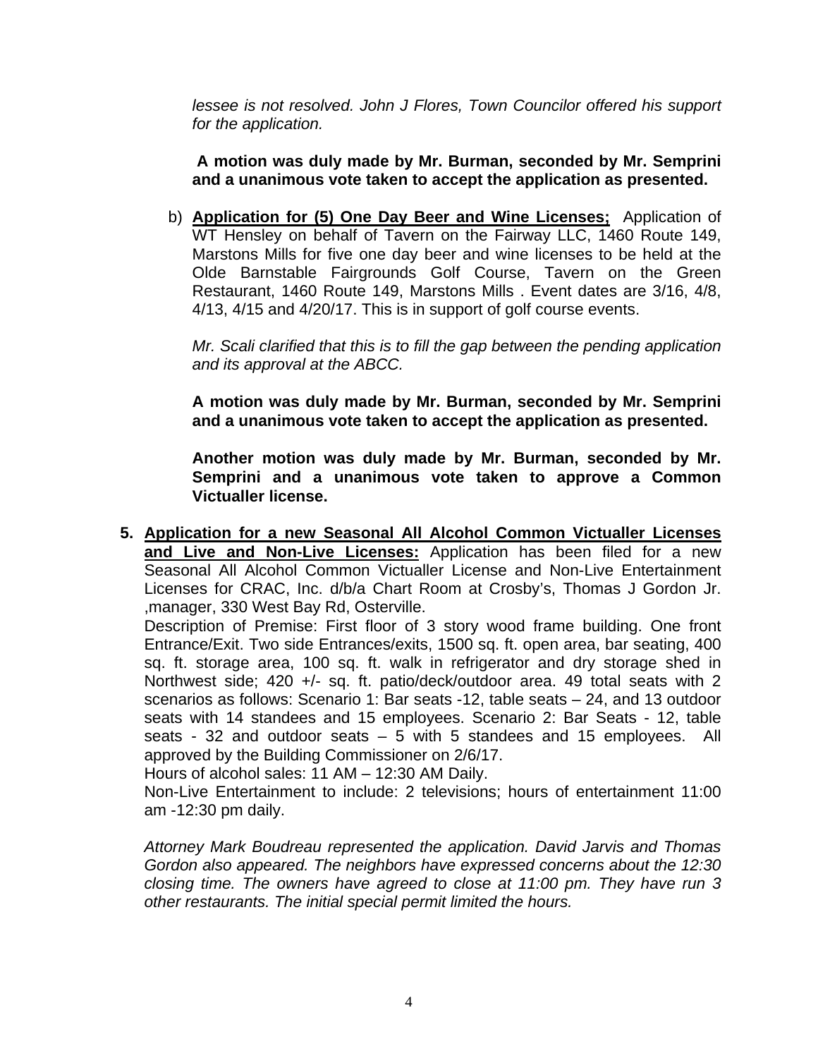*lessee is not resolved. John J Flores, Town Councilor offered his support for the application.*

**A motion was duly made by Mr. Burman, seconded by Mr. Semprini and a unanimous vote taken to accept the application as presented.**

b) **Application for (5) One Day Beer and Wine Licenses;** Application of WT Hensley on behalf of Tavern on the Fairway LLC, 1460 Route 149, Marstons Mills for five one day beer and wine licenses to be held at the Olde Barnstable Fairgrounds Golf Course, Tavern on the Green Restaurant, 1460 Route 149, Marstons Mills . Event dates are 3/16, 4/8, 4/13, 4/15 and 4/20/17. This is in support of golf course events.

*Mr. Scali clarified that this is to fill the gap between the pending application and its approval at the ABCC.*

**A motion was duly made by Mr. Burman, seconded by Mr. Semprini and a unanimous vote taken to accept the application as presented.**

**Another motion was duly made by Mr. Burman, seconded by Mr. Semprini and a unanimous vote taken to approve a Common Victualler license.**

5. **Application for a new Seasonal All Alcohol Common Victualler Licenses and Live and Non-Live Licenses:** Application has been filed for a new Seasonal All Alcohol Common Victualler License and Non-Live Entertainment Licenses for CRAC, Inc. d/b/a Chart Room at Crosby's, Thomas J Gordon Jr. ,manager, 330 West Bay Rd, Osterville.
Description of Premise: First floor of 3 story wood frame building. One front Entrance/Exit. Two side Entrances/exits, 1500 sq. ft. open area, bar seating, 400 sq. ft. storage area, 100 sq. ft. walk in refrigerator and dry storage shed in Northwest side; 420 +/- sq. ft. patio/deck/outdoor area. 49 total seats with 2 scenarios as follows: Scenario 1: Bar seats -12, table seats – 24, and 13 outdoor seats with 14 standees and 15 employees. Scenario 2: Bar Seats - 12, table seats - 32 and outdoor seats – 5 with 5 standees and 15 employees. All approved by the Building Commissioner on 2/6/17.
Hours of alcohol sales: 11 AM – 12:30 AM Daily.
Non-Live Entertainment to include: 2 televisions; hours of entertainment 11:00 am -12:30 pm daily.

*Attorney Mark Boudreau represented the application. David Jarvis and Thomas Gordon also appeared. The neighbors have expressed concerns about the 12:30 closing time. The owners have agreed to close at 11:00 pm. They have run 3 other restaurants. The initial special permit limited the hours.*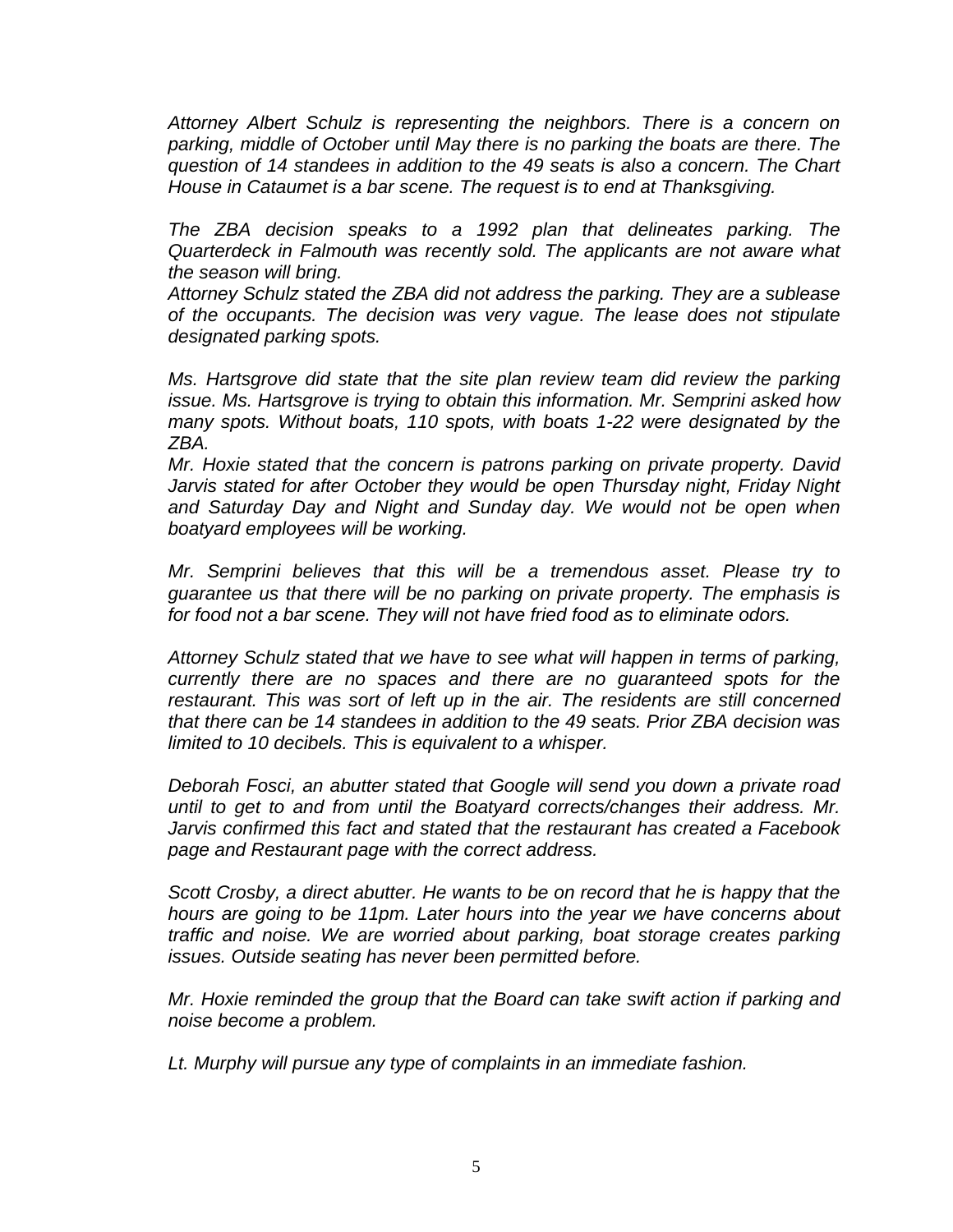*Attorney Albert Schulz is representing the neighbors. There is a concern on parking, middle of October until May there is no parking the boats are there. The question of 14 standees in addition to the 49 seats is also a concern. The Chart House in Cataumet is a bar scene. The request is to end at Thanksgiving.*

*The ZBA decision speaks to a 1992 plan that delineates parking. The Quarterdeck in Falmouth was recently sold. The applicants are not aware what the season will bring.*

*Attorney Schulz stated the ZBA did not address the parking. They are a sublease of the occupants. The decision was very vague. The lease does not stipulate designated parking spots.*

*Ms. Hartsgrove did state that the site plan review team did review the parking issue. Ms. Hartsgrove is trying to obtain this information. Mr. Semprini asked how many spots. Without boats, 110 spots, with boats 1-22 were designated by the ZBA.*

*Mr. Hoxie stated that the concern is patrons parking on private property. David Jarvis stated for after October they would be open Thursday night, Friday Night and Saturday Day and Night and Sunday day. We would not be open when boatyard employees will be working.*

*Mr. Semprini believes that this will be a tremendous asset. Please try to guarantee us that there will be no parking on private property. The emphasis is for food not a bar scene. They will not have fried food as to eliminate odors.*

*Attorney Schulz stated that we have to see what will happen in terms of parking, currently there are no spaces and there are no guaranteed spots for the restaurant. This was sort of left up in the air. The residents are still concerned that there can be 14 standees in addition to the 49 seats. Prior ZBA decision was limited to 10 decibels. This is equivalent to a whisper.*

*Deborah Fosci, an abutter stated that Google will send you down a private road until to get to and from until the Boatyard corrects/changes their address. Mr. Jarvis confirmed this fact and stated that the restaurant has created a Facebook page and Restaurant page with the correct address.*

*Scott Crosby, a direct abutter. He wants to be on record that he is happy that the hours are going to be 11pm. Later hours into the year we have concerns about traffic and noise. We are worried about parking, boat storage creates parking issues. Outside seating has never been permitted before.*

*Mr. Hoxie reminded the group that the Board can take swift action if parking and noise become a problem.*

*Lt. Murphy will pursue any type of complaints in an immediate fashion.*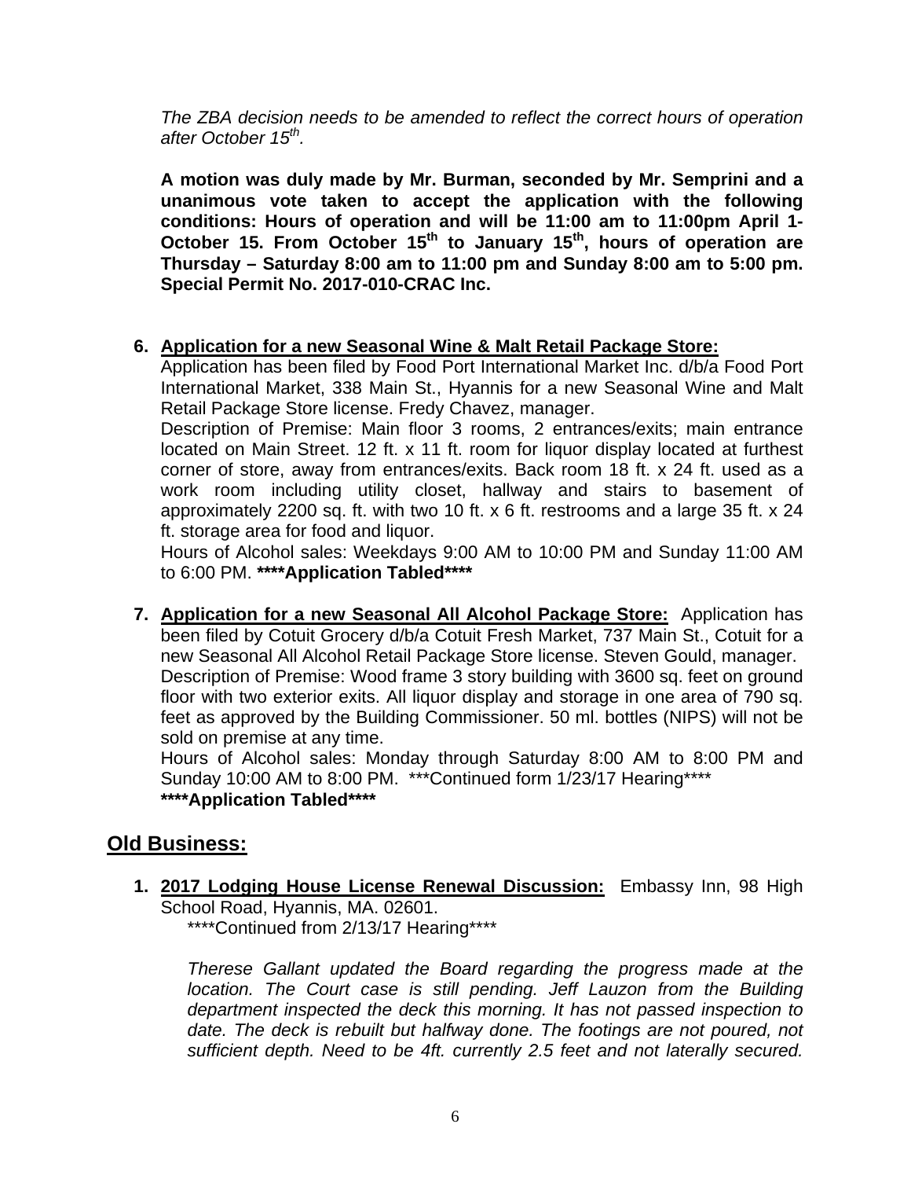*The ZBA decision needs to be amended to reflect the correct hours of operation after October 15th.*

**A motion was duly made by Mr. Burman, seconded by Mr. Semprini and a unanimous vote taken to accept the application with the following conditions: Hours of operation and will be 11:00 am to 11:00pm April 1-October 15. From October 15th to January 15th, hours of operation are Thursday – Saturday 8:00 am to 11:00 pm and Sunday 8:00 am to 5:00 pm. Special Permit No. 2017-010-CRAC Inc.**

6. **Application for a new Seasonal Wine & Malt Retail Package Store:**
   Application has been filed by Food Port International Market Inc. d/b/a Food Port International Market, 338 Main St., Hyannis for a new Seasonal Wine and Malt Retail Package Store license. Fredy Chavez, manager.
   Description of Premise: Main floor 3 rooms, 2 entrances/exits; main entrance located on Main Street. 12 ft. x 11 ft. room for liquor display located at furthest corner of store, away from entrances/exits. Back room 18 ft. x 24 ft. used as a work room including utility closet, hallway and stairs to basement of approximately 2200 sq. ft. with two 10 ft. x 6 ft. restrooms and a large 35 ft. x 24 ft. storage area for food and liquor.
   Hours of Alcohol sales: Weekdays 9:00 AM to 10:00 PM and Sunday 11:00 AM to 6:00 PM. **\*\*\*\*Application Tabled\*\*\*\***

7. **Application for a new Seasonal All Alcohol Package Store:** Application has been filed by Cotuit Grocery d/b/a Cotuit Fresh Market, 737 Main St., Cotuit for a new Seasonal All Alcohol Retail Package Store license. Steven Gould, manager.
   Description of Premise: Wood frame 3 story building with 3600 sq. feet on ground floor with two exterior exits. All liquor display and storage in one area of 790 sq. feet as approved by the Building Commissioner. 50 ml. bottles (NIPS) will not be sold on premise at any time.
   Hours of Alcohol sales: Monday through Saturday 8:00 AM to 8:00 PM and Sunday 10:00 AM to 8:00 PM. \*\*\*Continued form 1/23/17 Hearing\*\*\*\*
   **\*\*\*\*Application Tabled\*\*\*\***

## Old Business:

1. **2017 Lodging House License Renewal Discussion:** Embassy Inn, 98 High School Road, Hyannis, MA. 02601.
   \*\*\*\*Continued from 2/13/17 Hearing\*\*\*\*

   *Therese Gallant updated the Board regarding the progress made at the location. The Court case is still pending. Jeff Lauzon from the Building department inspected the deck this morning. It has not passed inspection to date. The deck is rebuilt but halfway done. The footings are not poured, not sufficient depth. Need to be 4ft. currently 2.5 feet and not laterally secured.*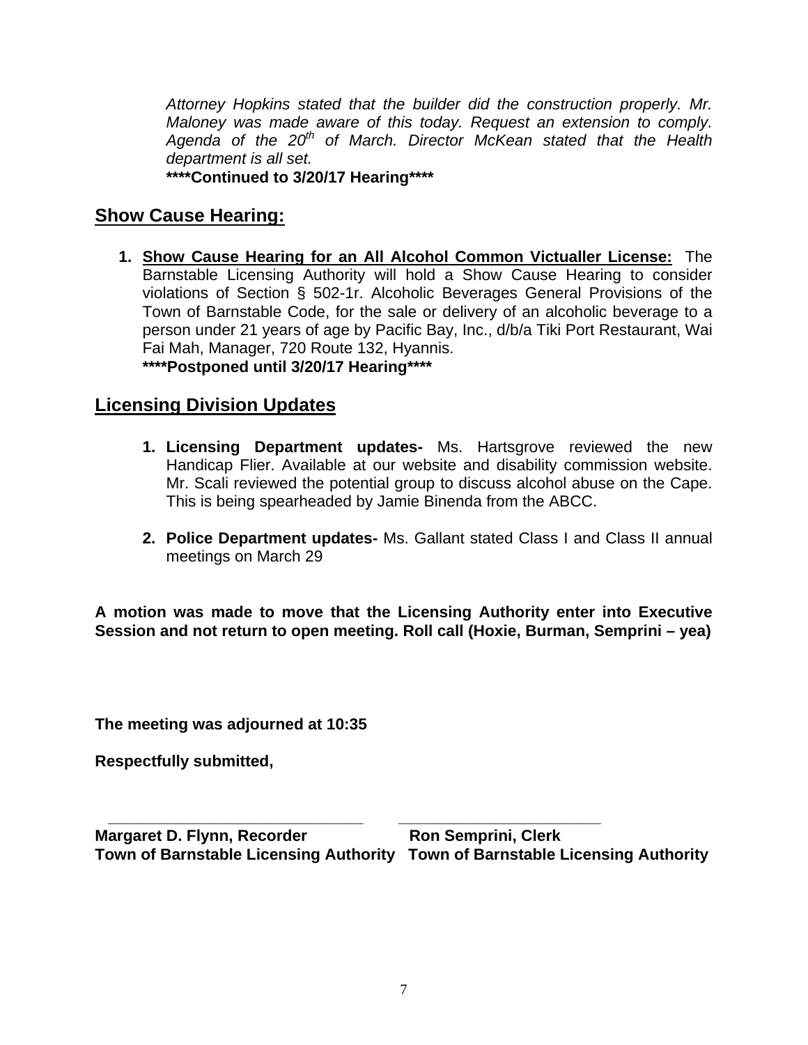*Attorney Hopkins stated that the builder did the construction properly. Mr. Maloney was made aware of this today. Request an extension to comply. Agenda of the 20th of March. Director McKean stated that the Health department is all set.*

**\*\*\*\*Continued to 3/20/17 Hearing\*\*\*\***

## Show Cause Hearing:

1. **Show Cause Hearing for an All Alcohol Common Victualler License:** The Barnstable Licensing Authority will hold a Show Cause Hearing to consider violations of Section § 502-1r. Alcoholic Beverages General Provisions of the Town of Barnstable Code, for the sale or delivery of an alcoholic beverage to a person under 21 years of age by Pacific Bay, Inc., d/b/a Tiki Port Restaurant, Wai Fai Mah, Manager, 720 Route 132, Hyannis.
   **\*\*\*\*Postponed until 3/20/17 Hearing\*\*\*\***

## Licensing Division Updates

1. **Licensing Department updates-** Ms. Hartsgrove reviewed the new Handicap Flier. Available at our website and disability commission website. Mr. Scali reviewed the potential group to discuss alcohol abuse on the Cape. This is being spearheaded by Jamie Binenda from the ABCC.

2. **Police Department updates-** Ms. Gallant stated Class I and Class II annual meetings on March 29

**A motion was made to move that the Licensing Authority enter into Executive Session and not return to open meeting. Roll call (Hoxie, Burman, Semprini – yea)**

**The meeting was adjourned at 10:35**

**Respectfully submitted,**

\_\_\_\_\_\_\_\_\_\_\_\_\_\_\_\_\_\_\_\_\_\_\_\_\_\_\_\_\_\_ \_\_\_\_\_\_\_\_\_\_\_\_\_\_\_\_\_\_\_\_\_\_\_\_\_\_

**Margaret D. Flynn, Recorder**
**Town of Barnstable Licensing Authority**

**Ron Semprini, Clerk**
**Town of Barnstable Licensing Authority**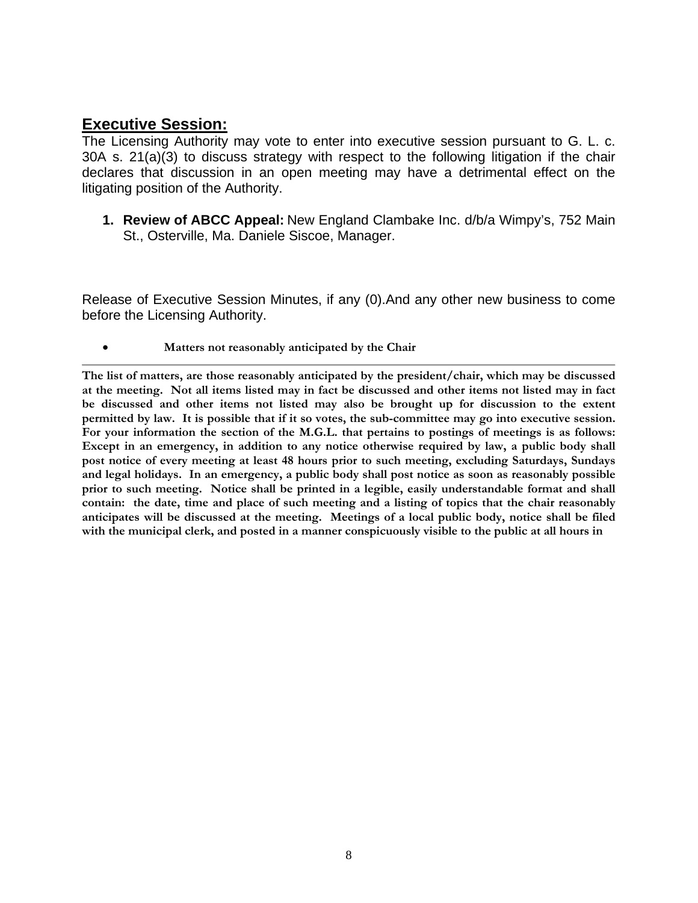## Executive Session:

The Licensing Authority may vote to enter into executive session pursuant to G. L. c. 30A s. 21(a)(3) to discuss strategy with respect to the following litigation if the chair declares that discussion in an open meeting may have a detrimental effect on the litigating position of the Authority.

1. **Review of ABCC Appeal:** New England Clambake Inc. d/b/a Wimpy's, 752 Main St., Osterville, Ma. Daniele Siscoe, Manager.

Release of Executive Session Minutes, if any (0).And any other new business to come before the Licensing Authority.

- **Matters not reasonably anticipated by the Chair**

---

**The list of matters, are those reasonably anticipated by the president/chair, which may be discussed at the meeting. Not all items listed may in fact be discussed and other items not listed may in fact be discussed and other items not listed may also be brought up for discussion to the extent permitted by law. It is possible that if it so votes, the sub-committee may go into executive session. For your information the section of the M.G.L. that pertains to postings of meetings is as follows: Except in an emergency, in addition to any notice otherwise required by law, a public body shall post notice of every meeting at least 48 hours prior to such meeting, excluding Saturdays, Sundays and legal holidays. In an emergency, a public body shall post notice as soon as reasonably possible prior to such meeting. Notice shall be printed in a legible, easily understandable format and shall contain: the date, time and place of such meeting and a listing of topics that the chair reasonably anticipates will be discussed at the meeting. Meetings of a local public body, notice shall be filed with the municipal clerk, and posted in a manner conspicuously visible to the public at all hours in**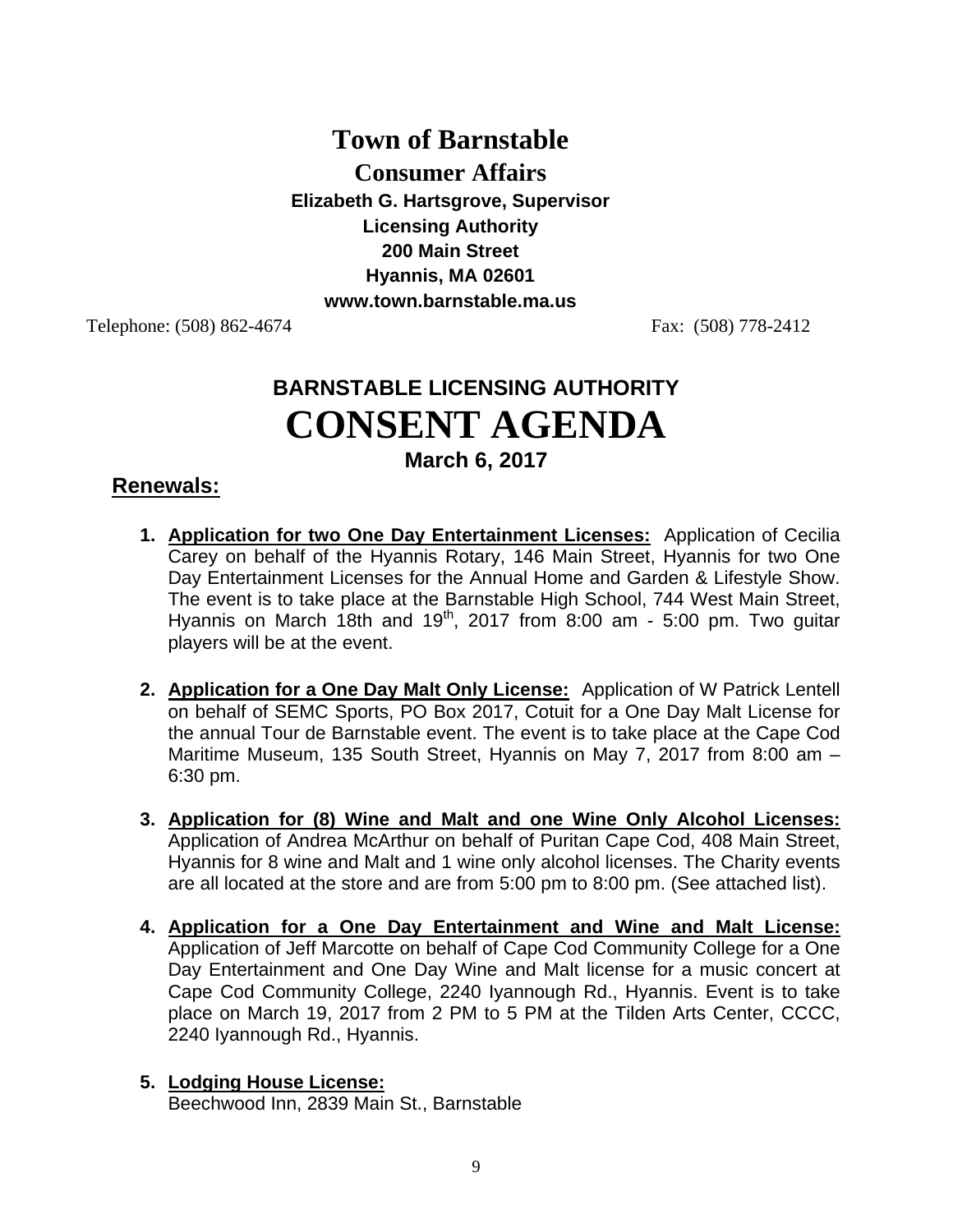# Town of Barnstable

## Consumer Affairs

**Elizabeth G. Hartsgrove, Supervisor**
**Licensing Authority**
**200 Main Street**
**Hyannis, MA 02601**
**www.town.barnstable.ma.us**

Telephone: (508) 862-4674 Fax: (508) 778-2412

# BARNSTABLE LICENSING AUTHORITY
# CONSENT AGENDA
**March 6, 2017**

## Renewals:

1. **Application for two One Day Entertainment Licenses:** Application of Cecilia Carey on behalf of the Hyannis Rotary, 146 Main Street, Hyannis for two One Day Entertainment Licenses for the Annual Home and Garden & Lifestyle Show. The event is to take place at the Barnstable High School, 744 West Main Street, Hyannis on March 18th and 19th, 2017 from 8:00 am - 5:00 pm. Two guitar players will be at the event.

2. **Application for a One Day Malt Only License:** Application of W Patrick Lentell on behalf of SEMC Sports, PO Box 2017, Cotuit for a One Day Malt License for the annual Tour de Barnstable event. The event is to take place at the Cape Cod Maritime Museum, 135 South Street, Hyannis on May 7, 2017 from 8:00 am – 6:30 pm.

3. **Application for (8) Wine and Malt and one Wine Only Alcohol Licenses:** Application of Andrea McArthur on behalf of Puritan Cape Cod, 408 Main Street, Hyannis for 8 wine and Malt and 1 wine only alcohol licenses. The Charity events are all located at the store and are from 5:00 pm to 8:00 pm. (See attached list).

4. **Application for a One Day Entertainment and Wine and Malt License:** Application of Jeff Marcotte on behalf of Cape Cod Community College for a One Day Entertainment and One Day Wine and Malt license for a music concert at Cape Cod Community College, 2240 Iyannough Rd., Hyannis. Event is to take place on March 19, 2017 from 2 PM to 5 PM at the Tilden Arts Center, CCCC, 2240 Iyannough Rd., Hyannis.

5. **Lodging House License:**
   Beechwood Inn, 2839 Main St., Barnstable